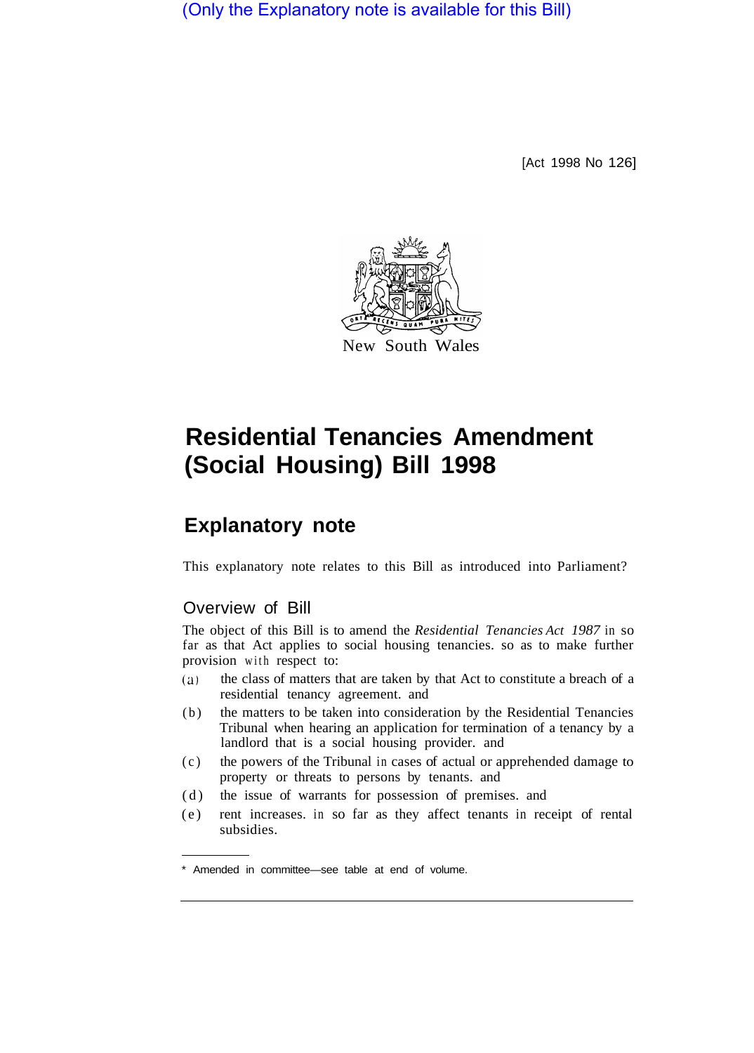(Only the Explanatory note is available for this Bill)

[Act 1998 No 126]

New South Wales

# Residential Tenancies Amendment (Social Housing) Bill 1998

## Explanatory note

This explanatory note relates to this Bill as introduced into Parliament*

### Overview of Bill

The object of this Bill is to amend the *Residential Tenancies Act 1987* in so far as that Act applies to social housing tenancies, so as to make further provision with respect to:

(a) the class of matters that are taken by that Act to constitute a breach of a residential tenancy agreement, and

(b) the matters to be taken into consideration by the Residential Tenancies Tribunal when hearing an application for termination of a tenancy by a landlord that is a social housing provider, and

(c) the powers of the Tribunal in cases of actual or apprehended damage to property or threats to persons by tenants, and

(d) the issue of warrants for possession of premises, and

(e) rent increases, in so far as they affect tenants in receipt of rental subsidies.

* Amended in committee—see table at end of volume.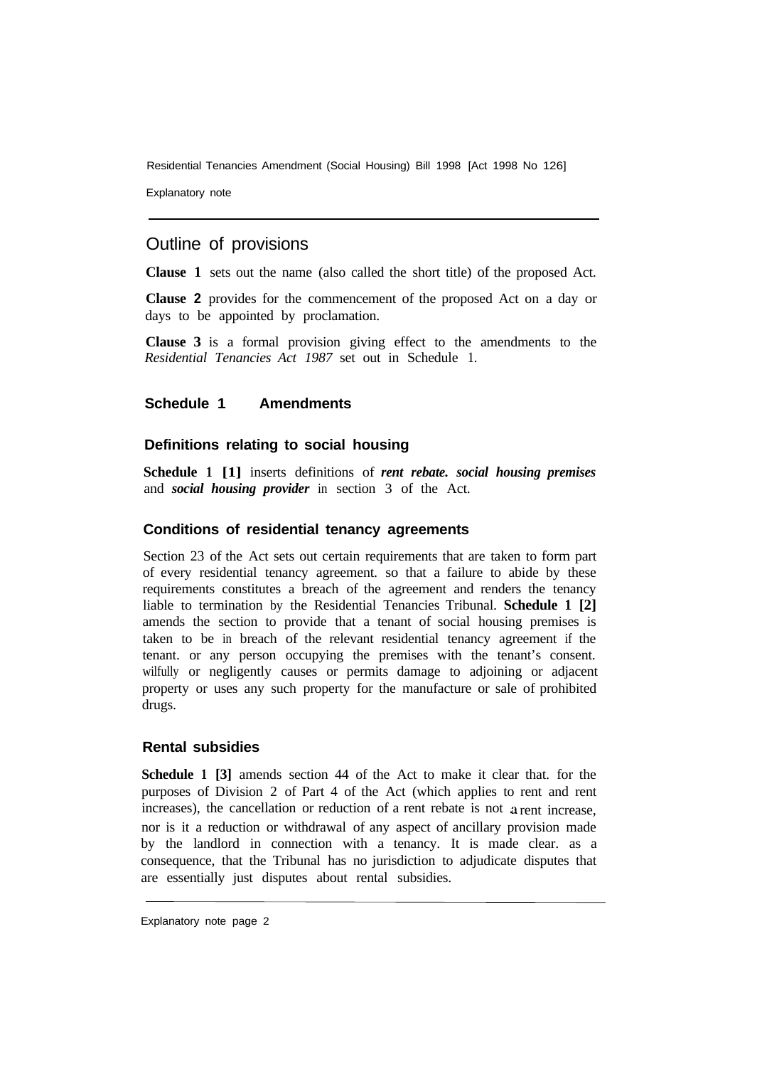## Outline of provisions

**Clause 1** sets out the name (also called the short title) of the proposed Act.

**Clause 2** provides for the commencement of the proposed Act on a day or days to be appointed by proclamation.

**Clause 3** is a formal provision giving effect to the amendments to the *Residential Tenancies Act 1987* set out in Schedule 1.

### Schedule 1 Amendments

#### Definitions relating to social housing

**Schedule 1 [1]** inserts definitions of ***rent rebate. social housing premises*** and ***social housing provider*** in section 3 of the Act.

#### Conditions of residential tenancy agreements

Section 23 of the Act sets out certain requirements that are taken to form part of every residential tenancy agreement. so that a failure to abide by these requirements constitutes a breach of the agreement and renders the tenancy liable to termination by the Residential Tenancies Tribunal. **Schedule 1 [2]** amends the section to provide that a tenant of social housing premises is taken to be in breach of the relevant residential tenancy agreement if the tenant. or any person occupying the premises with the tenant's consent. wilfully or negligently causes or permits damage to adjoining or adjacent property or uses any such property for the manufacture or sale of prohibited drugs.

#### Rental subsidies

**Schedule 1 [3]** amends section 44 of the Act to make it clear that. for the purposes of Division 2 of Part 4 of the Act (which applies to rent and rent increases), the cancellation or reduction of a rent rebate is not a rent increase, nor is it a reduction or withdrawal of any aspect of ancillary provision made by the landlord in connection with a tenancy. It is made clear. as a consequence, that the Tribunal has no jurisdiction to adjudicate disputes that are essentially just disputes about rental subsidies.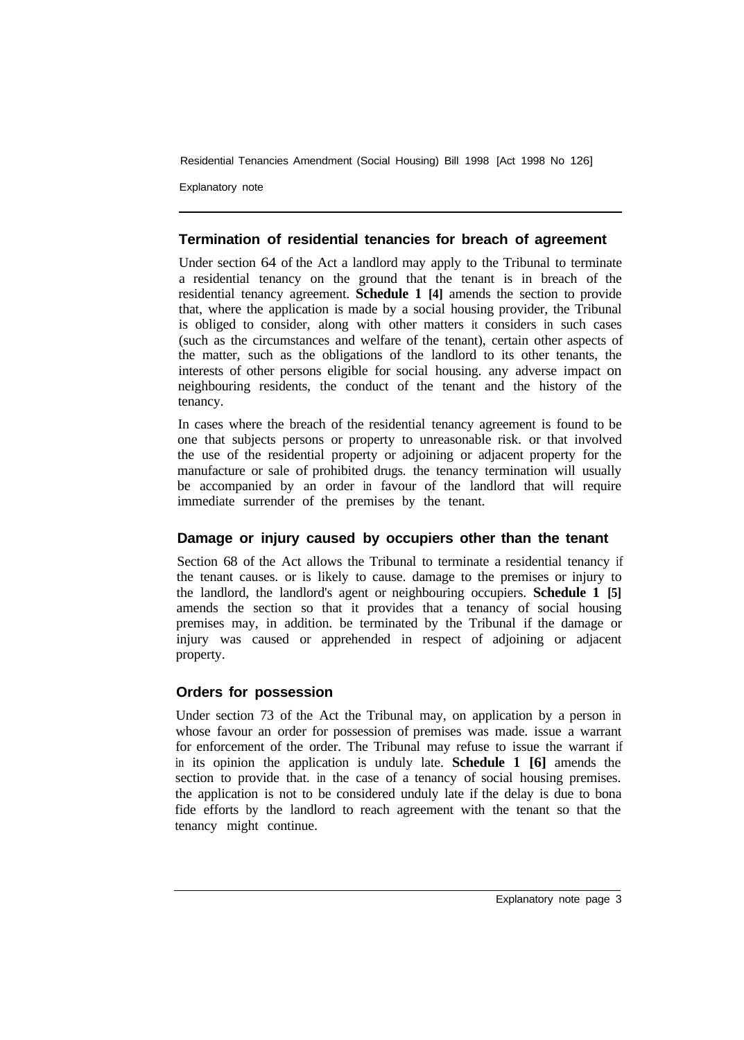## Termination of residential tenancies for breach of agreement

Under section 64 of the Act a landlord may apply to the Tribunal to terminate a residential tenancy on the ground that the tenant is in breach of the residential tenancy agreement. **Schedule 1 [4]** amends the section to provide that, where the application is made by a social housing provider, the Tribunal is obliged to consider, along with other matters it considers in such cases (such as the circumstances and welfare of the tenant), certain other aspects of the matter, such as the obligations of the landlord to its other tenants, the interests of other persons eligible for social housing. any adverse impact on neighbouring residents, the conduct of the tenant and the history of the tenancy.

In cases where the breach of the residential tenancy agreement is found to be one that subjects persons or property to unreasonable risk. or that involved the use of the residential property or adjoining or adjacent property for the manufacture or sale of prohibited drugs. the tenancy termination will usually be accompanied by an order in favour of the landlord that will require immediate surrender of the premises by the tenant.

## Damage or injury caused by occupiers other than the tenant

Section 68 of the Act allows the Tribunal to terminate a residential tenancy if the tenant causes. or is likely to cause. damage to the premises or injury to the landlord, the landlord's agent or neighbouring occupiers. **Schedule 1 [5]** amends the section so that it provides that a tenancy of social housing premises may, in addition. be terminated by the Tribunal if the damage or injury was caused or apprehended in respect of adjoining or adjacent property.

## Orders for possession

Under section 73 of the Act the Tribunal may, on application by a person in whose favour an order for possession of premises was made. issue a warrant for enforcement of the order. The Tribunal may refuse to issue the warrant if in its opinion the application is unduly late. **Schedule 1 [6]** amends the section to provide that. in the case of a tenancy of social housing premises. the application is not to be considered unduly late if the delay is due to bona fide efforts by the landlord to reach agreement with the tenant so that the tenancy might continue.